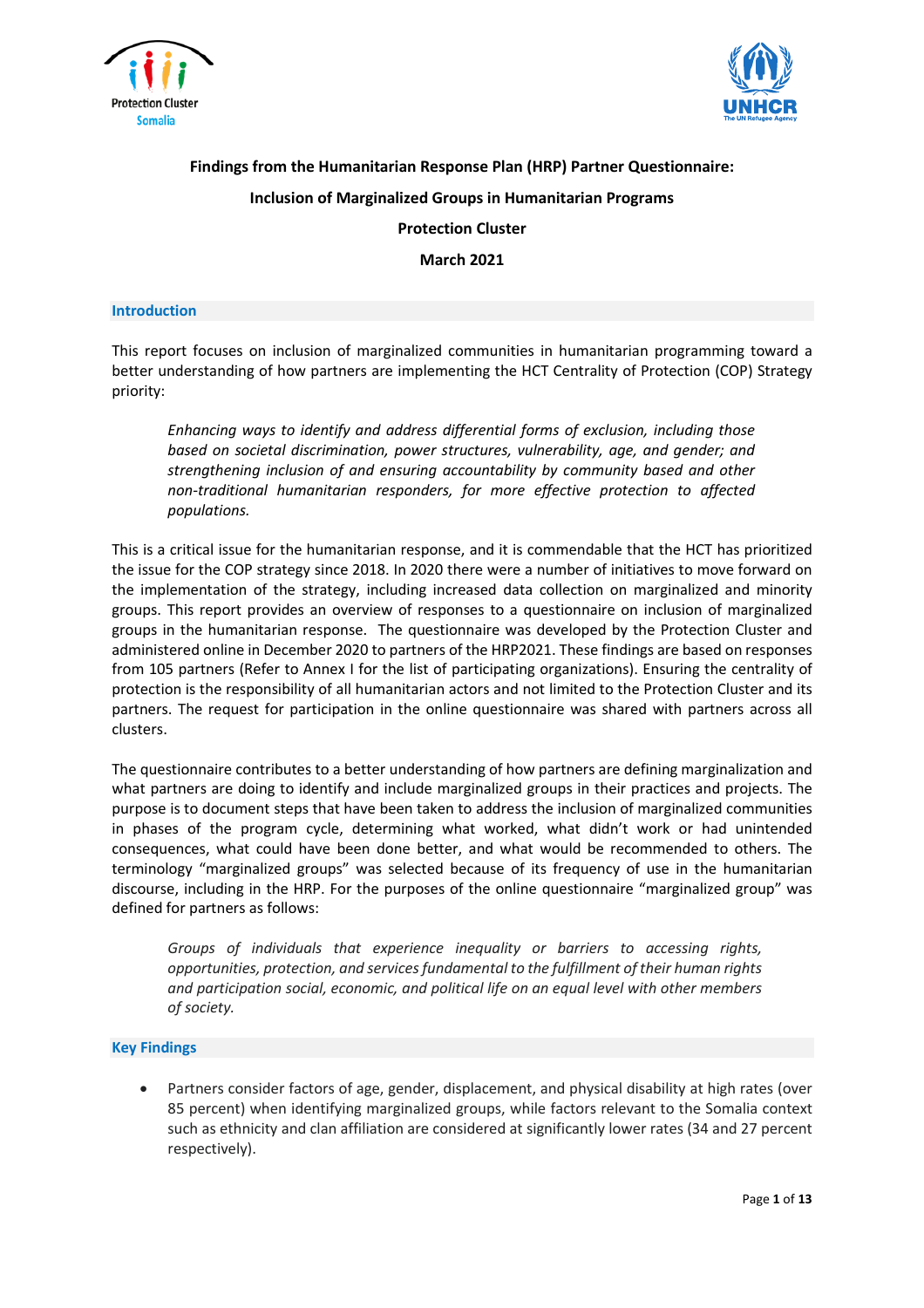**Findings from the Humanitarian Response Plan (HRP) Partner Questionnaire:**

**Inclusion of Marginalized Groups in Humanitarian Programs**

**Protection Cluster**

**March 2021**

## Introduction

This report focuses on inclusion of marginalized communities in humanitarian programming toward a better understanding of how partners are implementing the HCT Centrality of Protection (COP) Strategy priority:

> *Enhancing ways to identify and address differential forms of exclusion, including those based on societal discrimination, power structures, vulnerability, age, and gender; and strengthening inclusion of and ensuring accountability by community based and other non-traditional humanitarian responders, for more effective protection to affected populations.*

This is a critical issue for the humanitarian response, and it is commendable that the HCT has prioritized the issue for the COP strategy since 2018. In 2020 there were a number of initiatives to move forward on the implementation of the strategy, including increased data collection on marginalized and minority groups. This report provides an overview of responses to a questionnaire on inclusion of marginalized groups in the humanitarian response. The questionnaire was developed by the Protection Cluster and administered online in December 2020 to partners of the HRP2021. These findings are based on responses from 105 partners (Refer to Annex I for the list of participating organizations). Ensuring the centrality of protection is the responsibility of all humanitarian actors and not limited to the Protection Cluster and its partners. The request for participation in the online questionnaire was shared with partners across all clusters.

The questionnaire contributes to a better understanding of how partners are defining marginalization and what partners are doing to identify and include marginalized groups in their practices and projects. The purpose is to document steps that have been taken to address the inclusion of marginalized communities in phases of the program cycle, determining what worked, what didn't work or had unintended consequences, what could have been done better, and what would be recommended to others. The terminology "marginalized groups" was selected because of its frequency of use in the humanitarian discourse, including in the HRP. For the purposes of the online questionnaire "marginalized group" was defined for partners as follows:

> *Groups of individuals that experience inequality or barriers to accessing rights, opportunities, protection, and services fundamental to the fulfillment of their human rights and participation social, economic, and political life on an equal level with other members of society.*

## Key Findings

- Partners consider factors of age, gender, displacement, and physical disability at high rates (over 85 percent) when identifying marginalized groups, while factors relevant to the Somalia context such as ethnicity and clan affiliation are considered at significantly lower rates (34 and 27 percent respectively).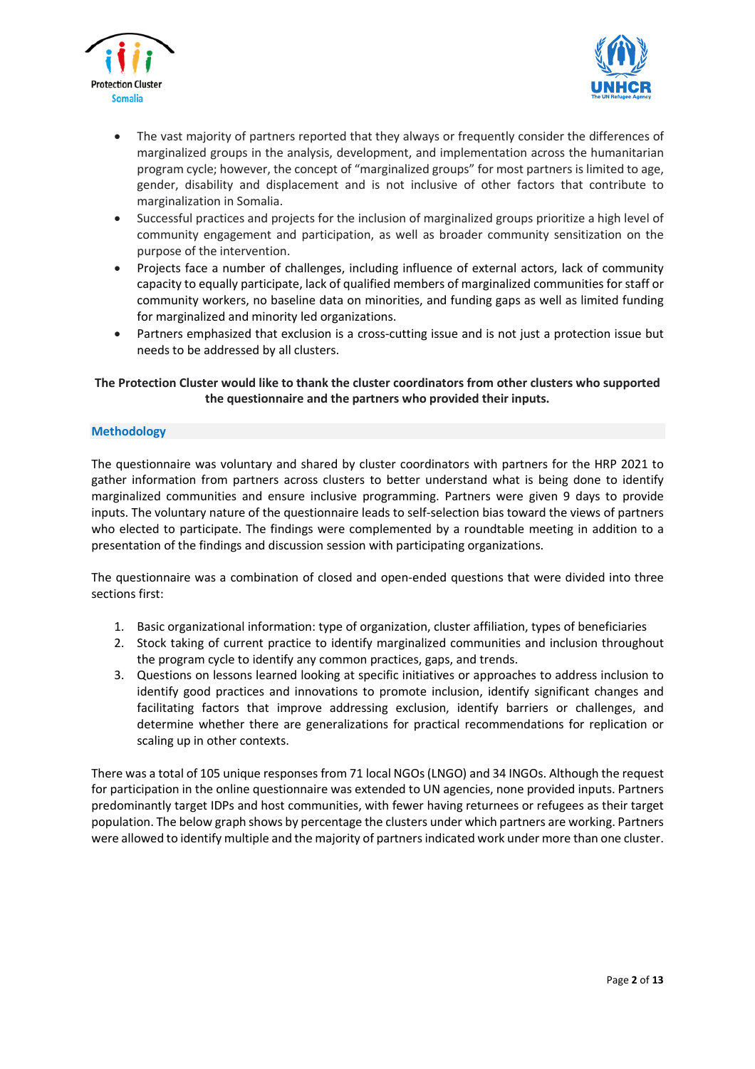- The vast majority of partners reported that they always or frequently consider the differences of marginalized groups in the analysis, development, and implementation across the humanitarian program cycle; however, the concept of "marginalized groups" for most partners is limited to age, gender, disability and displacement and is not inclusive of other factors that contribute to marginalization in Somalia.
- Successful practices and projects for the inclusion of marginalized groups prioritize a high level of community engagement and participation, as well as broader community sensitization on the purpose of the intervention.
- Projects face a number of challenges, including influence of external actors, lack of community capacity to equally participate, lack of qualified members of marginalized communities for staff or community workers, no baseline data on minorities, and funding gaps as well as limited funding for marginalized and minority led organizations.
- Partners emphasized that exclusion is a cross-cutting issue and is not just a protection issue but needs to be addressed by all clusters.

**The Protection Cluster would like to thank the cluster coordinators from other clusters who supported the questionnaire and the partners who provided their inputs.**

## Methodology

The questionnaire was voluntary and shared by cluster coordinators with partners for the HRP 2021 to gather information from partners across clusters to better understand what is being done to identify marginalized communities and ensure inclusive programming. Partners were given 9 days to provide inputs. The voluntary nature of the questionnaire leads to self-selection bias toward the views of partners who elected to participate. The findings were complemented by a roundtable meeting in addition to a presentation of the findings and discussion session with participating organizations.

The questionnaire was a combination of closed and open-ended questions that were divided into three sections first:

1. Basic organizational information: type of organization, cluster affiliation, types of beneficiaries
2. Stock taking of current practice to identify marginalized communities and inclusion throughout the program cycle to identify any common practices, gaps, and trends.
3. Questions on lessons learned looking at specific initiatives or approaches to address inclusion to identify good practices and innovations to promote inclusion, identify significant changes and facilitating factors that improve addressing exclusion, identify barriers or challenges, and determine whether there are generalizations for practical recommendations for replication or scaling up in other contexts.

There was a total of 105 unique responses from 71 local NGOs (LNGO) and 34 INGOs. Although the request for participation in the online questionnaire was extended to UN agencies, none provided inputs. Partners predominantly target IDPs and host communities, with fewer having returnees or refugees as their target population. The below graph shows by percentage the clusters under which partners are working. Partners were allowed to identify multiple and the majority of partners indicated work under more than one cluster.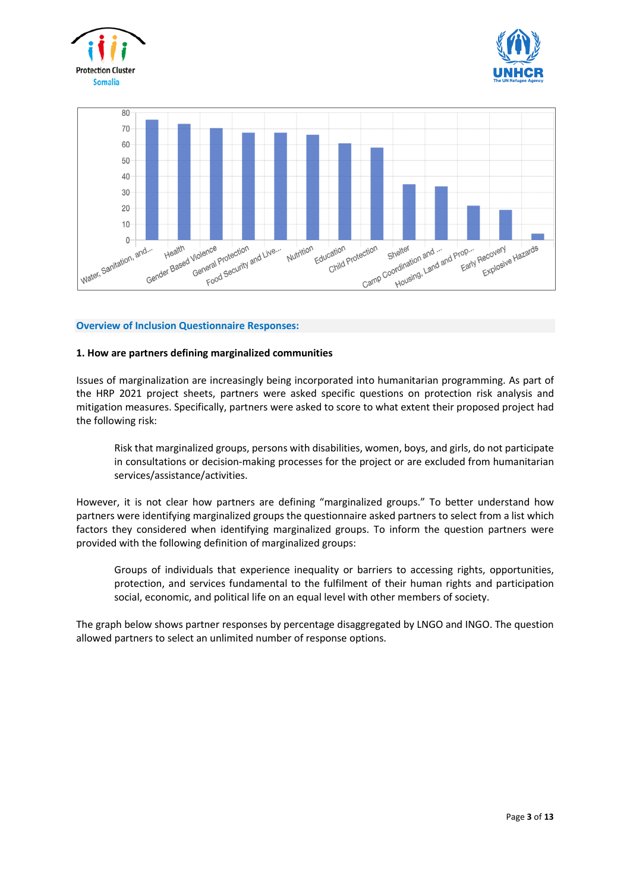| Cluster | Value |
|---|---|
| Water, Sanitation, and... | 75 |
| Health | 73 |
| Gender Based Violence | 70 |
| General Protection | 67 |
| Food Security and Live... | 67 |
| Nutrition | 66 |
| Education | 61 |
| Child Protection | 58 |
| Shelter | 35 |
| Camp Coordination and ... | 33 |
| Housing, Land and Prop... | 21 |
| Early Recovery | 19 |
| Explosive Hazards | 4 |

## Overview of Inclusion Questionnaire Responses:

### 1. How are partners defining marginalized communities

Issues of marginalization are increasingly being incorporated into humanitarian programming. As part of the HRP 2021 project sheets, partners were asked specific questions on protection risk analysis and mitigation measures. Specifically, partners were asked to score to what extent their proposed project had the following risk:

> Risk that marginalized groups, persons with disabilities, women, boys, and girls, do not participate in consultations or decision-making processes for the project or are excluded from humanitarian services/assistance/activities.

However, it is not clear how partners are defining "marginalized groups." To better understand how partners were identifying marginalized groups the questionnaire asked partners to select from a list which factors they considered when identifying marginalized groups. To inform the question partners were provided with the following definition of marginalized groups:

> Groups of individuals that experience inequality or barriers to accessing rights, opportunities, protection, and services fundamental to the fulfilment of their human rights and participation social, economic, and political life on an equal level with other members of society.

The graph below shows partner responses by percentage disaggregated by LNGO and INGO. The question allowed partners to select an unlimited number of response options.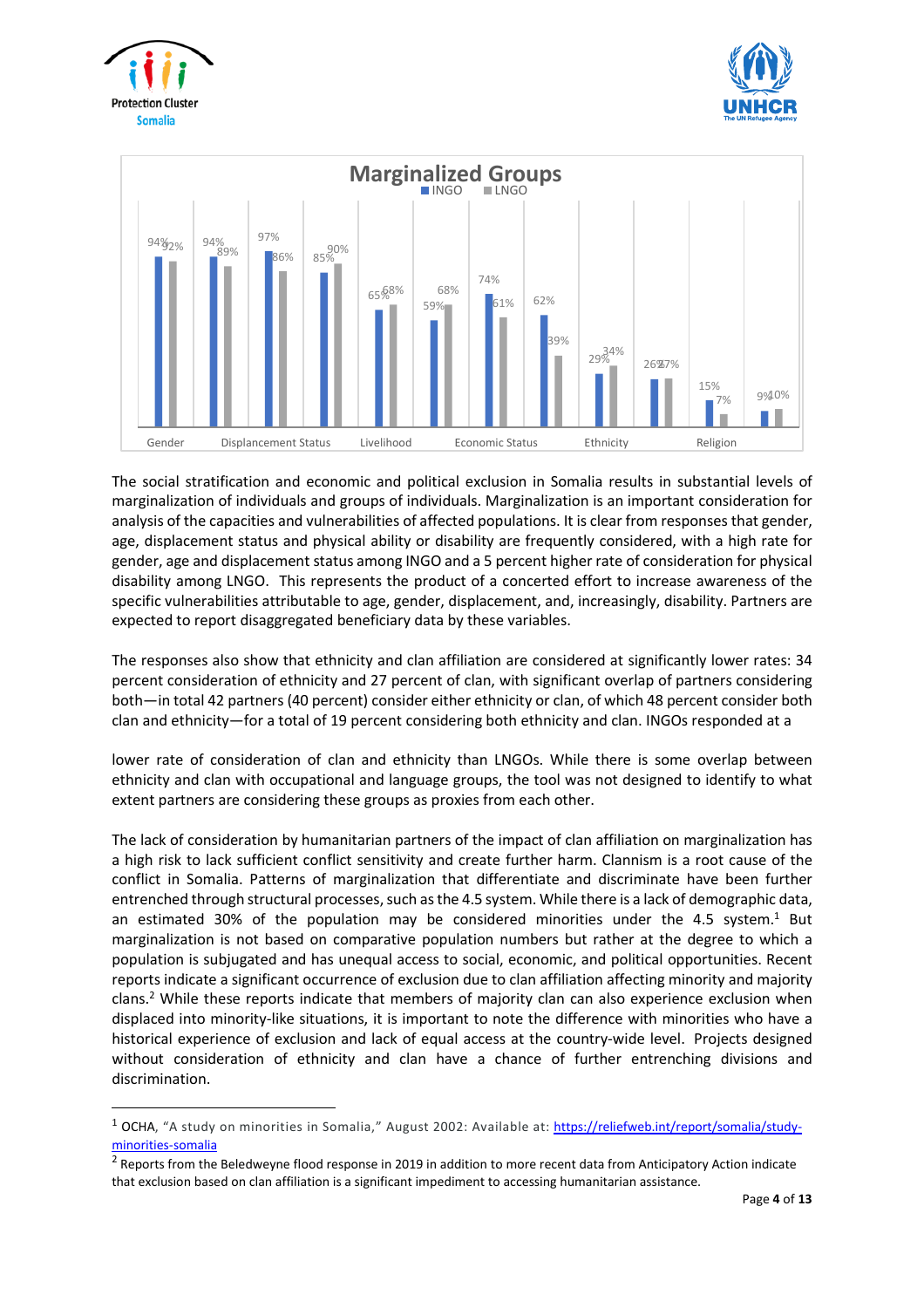**Marginalized Groups**

| Group | INGO | LNGO |
|---|---|---|
| Gender | 94% | 92% |
| | 94% | 89% |
| Displacement Status | 97% | 86% |
| | 85% | 90% |
| Livelihood | 65% | 68% |
| | 59% | 68% |
| Economic Status | 74% | 61% |
| | 62% | 39% |
| Ethnicity | 29% | 34% |
| | 26% | 27% |
| Religion | 15% | 7% |
| | 9% | 10% |

The social stratification and economic and political exclusion in Somalia results in substantial levels of marginalization of individuals and groups of individuals. Marginalization is an important consideration for analysis of the capacities and vulnerabilities of affected populations. It is clear from responses that gender, age, displacement status and physical ability or disability are frequently considered, with a high rate for gender, age and displacement status among INGO and a 5 percent higher rate of consideration for physical disability among LNGO. This represents the product of a concerted effort to increase awareness of the specific vulnerabilities attributable to age, gender, displacement, and, increasingly, disability. Partners are expected to report disaggregated beneficiary data by these variables.

The responses also show that ethnicity and clan affiliation are considered at significantly lower rates: 34 percent consideration of ethnicity and 27 percent of clan, with significant overlap of partners considering both—in total 42 partners (40 percent) consider either ethnicity or clan, of which 48 percent consider both clan and ethnicity—for a total of 19 percent considering both ethnicity and clan. INGOs responded at a

lower rate of consideration of clan and ethnicity than LNGOs. While there is some overlap between ethnicity and clan with occupational and language groups, the tool was not designed to identify to what extent partners are considering these groups as proxies from each other.

The lack of consideration by humanitarian partners of the impact of clan affiliation on marginalization has a high risk to lack sufficient conflict sensitivity and create further harm. Clannism is a root cause of the conflict in Somalia. Patterns of marginalization that differentiate and discriminate have been further entrenched through structural processes, such as the 4.5 system. While there is a lack of demographic data, an estimated 30% of the population may be considered minorities under the 4.5 system.[1] But marginalization is not based on comparative population numbers but rather at the degree to which a population is subjugated and has unequal access to social, economic, and political opportunities. Recent reports indicate a significant occurrence of exclusion due to clan affiliation affecting minority and majority clans.[2] While these reports indicate that members of majority clan can also experience exclusion when displaced into minority-like situations, it is important to note the difference with minorities who have a historical experience of exclusion and lack of equal access at the country-wide level. Projects designed without consideration of ethnicity and clan have a chance of further entrenching divisions and discrimination.

[1] OCHA, "A study on minorities in Somalia," August 2002: Available at: https://reliefweb.int/report/somalia/study-minorities-somalia

[2] Reports from the Beledweyne flood response in 2019 in addition to more recent data from Anticipatory Action indicate that exclusion based on clan affiliation is a significant impediment to accessing humanitarian assistance.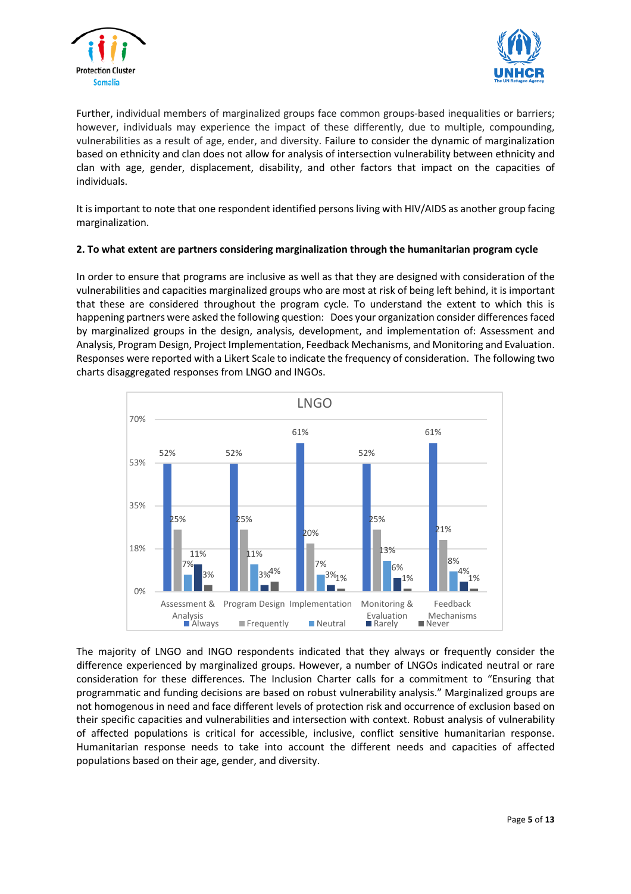Further, individual members of marginalized groups face common groups-based inequalities or barriers; however, individuals may experience the impact of these differently, due to multiple, compounding, vulnerabilities as a result of age, ender, and diversity. Failure to consider the dynamic of marginalization based on ethnicity and clan does not allow for analysis of intersection vulnerability between ethnicity and clan with age, gender, displacement, disability, and other factors that impact on the capacities of individuals.

It is important to note that one respondent identified persons living with HIV/AIDS as another group facing marginalization.

**2. To what extent are partners considering marginalization through the humanitarian program cycle**

In order to ensure that programs are inclusive as well as that they are designed with consideration of the vulnerabilities and capacities marginalized groups who are most at risk of being left behind, it is important that these are considered throughout the program cycle. To understand the extent to which this is happening partners were asked the following question: Does your organization consider differences faced by marginalized groups in the design, analysis, development, and implementation of: Assessment and Analysis, Program Design, Project Implementation, Feedback Mechanisms, and Monitoring and Evaluation. Responses were reported with a Likert Scale to indicate the frequency of consideration. The following two charts disaggregated responses from LNGO and INGOs.

**LNGO**

| | Always | Frequently | Neutral | Rarely | Never |
|---|---|---|---|---|---|
| Assessment & Analysis | 52% | 25% | 7% | 11% | 3% |
| Program Design | 52% | 25% | 11% | 3% | 4% |
| Implementation | 61% | 20% | 7% | 3% | 1% |
| Monitoring & Evaluation | 52% | 25% | 13% | 6% | 1% |
| Feedback Mechanisms | 61% | 21% | 8% | 4% | 1% |

The majority of LNGO and INGO respondents indicated that they always or frequently consider the difference experienced by marginalized groups. However, a number of LNGOs indicated neutral or rare consideration for these differences. The Inclusion Charter calls for a commitment to "Ensuring that programmatic and funding decisions are based on robust vulnerability analysis." Marginalized groups are not homogenous in need and face different levels of protection risk and occurrence of exclusion based on their specific capacities and vulnerabilities and intersection with context. Robust analysis of vulnerability of affected populations is critical for accessible, inclusive, conflict sensitive humanitarian response. Humanitarian response needs to take into account the different needs and capacities of affected populations based on their age, gender, and diversity.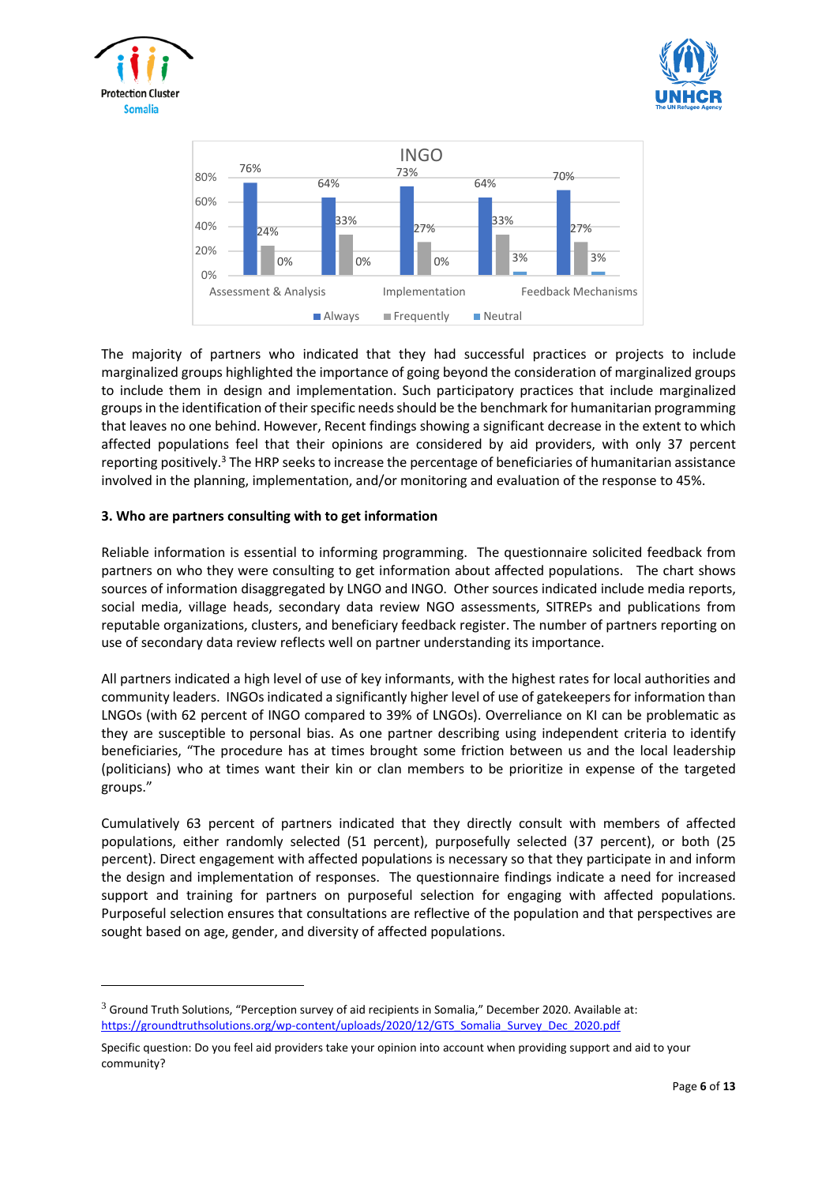**INGO**

| | Always | Frequently | Neutral |
|---|---|---|---|
| Assessment & Analysis | 76% | 24% | 0% |
| | 64% | 33% | 0% |
| Implementation | 73% | 27% | 0% |
| | 64% | 33% | 3% |
| Feedback Mechanisms | 70% | 27% | 3% |

The majority of partners who indicated that they had successful practices or projects to include marginalized groups highlighted the importance of going beyond the consideration of marginalized groups to include them in design and implementation. Such participatory practices that include marginalized groups in the identification of their specific needs should be the benchmark for humanitarian programming that leaves no one behind. However, Recent findings showing a significant decrease in the extent to which affected populations feel that their opinions are considered by aid providers, with only 37 percent reporting positively.[3] The HRP seeks to increase the percentage of beneficiaries of humanitarian assistance involved in the planning, implementation, and/or monitoring and evaluation of the response to 45%.

**3. Who are partners consulting with to get information**

Reliable information is essential to informing programming. The questionnaire solicited feedback from partners on who they were consulting to get information about affected populations. The chart shows sources of information disaggregated by LNGO and INGO. Other sources indicated include media reports, social media, village heads, secondary data review NGO assessments, SITREPs and publications from reputable organizations, clusters, and beneficiary feedback register. The number of partners reporting on use of secondary data review reflects well on partner understanding its importance.

All partners indicated a high level of use of key informants, with the highest rates for local authorities and community leaders. INGOs indicated a significantly higher level of use of gatekeepers for information than LNGOs (with 62 percent of INGO compared to 39% of LNGOs). Overreliance on KI can be problematic as they are susceptible to personal bias. As one partner describing using independent criteria to identify beneficiaries, "The procedure has at times brought some friction between us and the local leadership (politicians) who at times want their kin or clan members to be prioritize in expense of the targeted groups."

Cumulatively 63 percent of partners indicated that they directly consult with members of affected populations, either randomly selected (51 percent), purposefully selected (37 percent), or both (25 percent). Direct engagement with affected populations is necessary so that they participate in and inform the design and implementation of responses. The questionnaire findings indicate a need for increased support and training for partners on purposeful selection for engaging with affected populations. Purposeful selection ensures that consultations are reflective of the population and that perspectives are sought based on age, gender, and diversity of affected populations.

---

[3] Ground Truth Solutions, "Perception survey of aid recipients in Somalia," December 2020. Available at: https://groundtruthsolutions.org/wp-content/uploads/2020/12/GTS_Somalia_Survey_Dec_2020.pdf

Specific question: Do you feel aid providers take your opinion into account when providing support and aid to your community?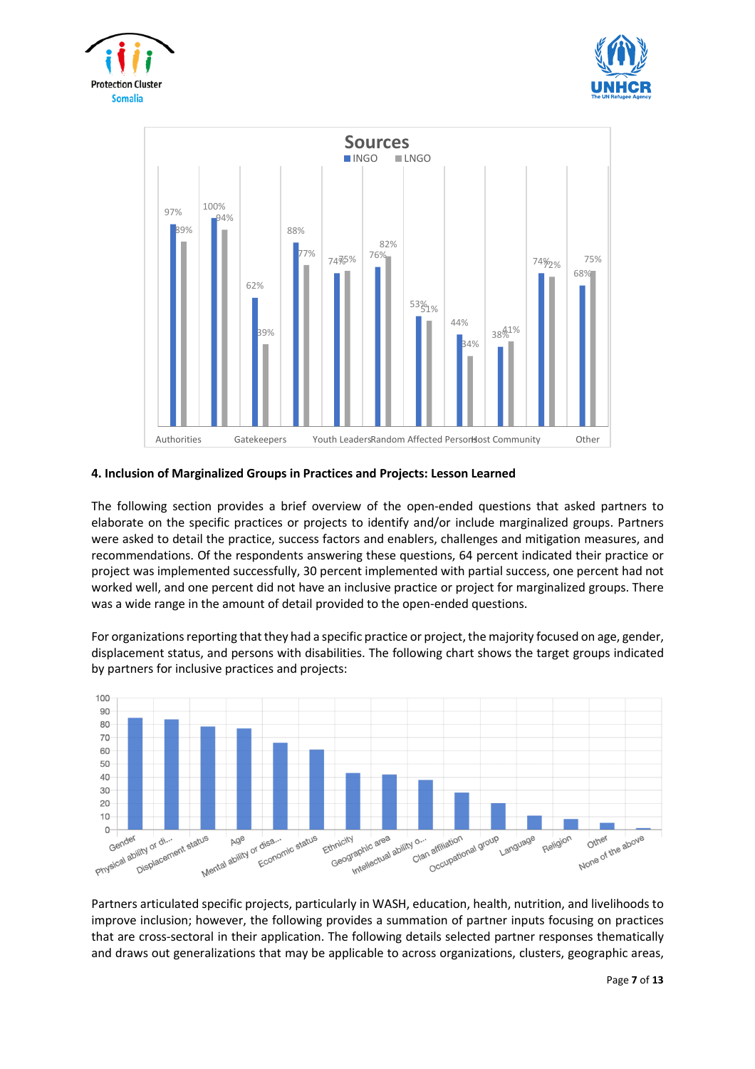**Sources**

| Source | INGO | LNGO |
|---|---|---|
| Authorities | 97% | 89% |
| | 100% | 94% |
| Gatekeepers | 62% | 39% |
| | 88% | 77% |
| Youth Leaders | 74% | 75% |
| Random Affected Persons | 76% | 82% |
| | 53% | 51% |
| Host Community | 44% | 34% |
| | 38% | 41% |
| | 74% | 72% |
| Other | 68% | 75% |

#### 4. Inclusion of Marginalized Groups in Practices and Projects: Lesson Learned

The following section provides a brief overview of the open-ended questions that asked partners to elaborate on the specific practices or projects to identify and/or include marginalized groups. Partners were asked to detail the practice, success factors and enablers, challenges and mitigation measures, and recommendations. Of the respondents answering these questions, 64 percent indicated their practice or project was implemented successfully, 30 percent implemented with partial success, one percent had not worked well, and one percent did not have an inclusive practice or project for marginalized groups. There was a wide range in the amount of detail provided to the open-ended questions.

For organizations reporting that they had a specific practice or project, the majority focused on age, gender, displacement status, and persons with disabilities. The following chart shows the target groups indicated by partners for inclusive practices and projects:

| Target group | Value |
|---|---|
| Gender | 85 |
| Physical ability or di... | 84 |
| Displacement status | 78 |
| Age | 77 |
| Mental ability or disa... | 66 |
| Economic status | 61 |
| Ethnicity | 43 |
| Geographic area | 42 |
| Intellectual ability o... | 38 |
| Clan affiliation | 28 |
| Occupational group | 20 |
| Language | 11 |
| Religion | 8 |
| Other | 5 |
| None of the above | 1 |

Partners articulated specific projects, particularly in WASH, education, health, nutrition, and livelihoods to improve inclusion; however, the following provides a summation of partner inputs focusing on practices that are cross-sectoral in their application. The following details selected partner responses thematically and draws out generalizations that may be applicable to across organizations, clusters, geographic areas,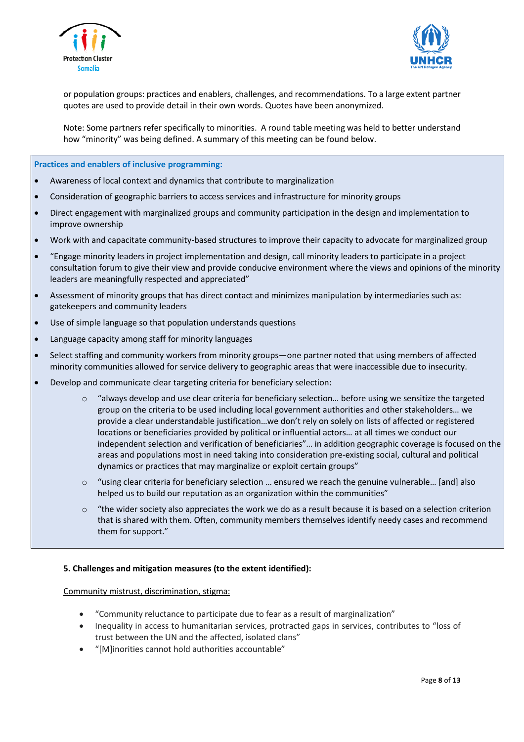or population groups: practices and enablers, challenges, and recommendations. To a large extent partner quotes are used to provide detail in their own words. Quotes have been anonymized.

Note: Some partners refer specifically to minorities. A round table meeting was held to better understand how "minority" was being defined. A summary of this meeting can be found below.

**Practices and enablers of inclusive programming:**

- Awareness of local context and dynamics that contribute to marginalization
- Consideration of geographic barriers to access services and infrastructure for minority groups
- Direct engagement with marginalized groups and community participation in the design and implementation to improve ownership
- Work with and capacitate community-based structures to improve their capacity to advocate for marginalized group
- "Engage minority leaders in project implementation and design, call minority leaders to participate in a project consultation forum to give their view and provide conducive environment where the views and opinions of the minority leaders are meaningfully respected and appreciated"
- Assessment of minority groups that has direct contact and minimizes manipulation by intermediaries such as: gatekeepers and community leaders
- Use of simple language so that population understands questions
- Language capacity among staff for minority languages
- Select staffing and community workers from minority groups—one partner noted that using members of affected minority communities allowed for service delivery to geographic areas that were inaccessible due to insecurity.
- Develop and communicate clear targeting criteria for beneficiary selection:
    - "always develop and use clear criteria for beneficiary selection… before using we sensitize the targeted group on the criteria to be used including local government authorities and other stakeholders… we provide a clear understandable justification…we don't rely on solely on lists of affected or registered locations or beneficiaries provided by political or influential actors… at all times we conduct our independent selection and verification of beneficiaries"… in addition geographic coverage is focused on the areas and populations most in need taking into consideration pre-existing social, cultural and political dynamics or practices that may marginalize or exploit certain groups"
    - "using clear criteria for beneficiary selection … ensured we reach the genuine vulnerable… [and] also helped us to build our reputation as an organization within the communities"
    - "the wider society also appreciates the work we do as a result because it is based on a selection criterion that is shared with them. Often, community members themselves identify needy cases and recommend them for support."

**5. Challenges and mitigation measures (to the extent identified):**

Community mistrust, discrimination, stigma:

- "Community reluctance to participate due to fear as a result of marginalization"
- Inequality in access to humanitarian services, protracted gaps in services, contributes to "loss of trust between the UN and the affected, isolated clans"
- "[M]inorities cannot hold authorities accountable"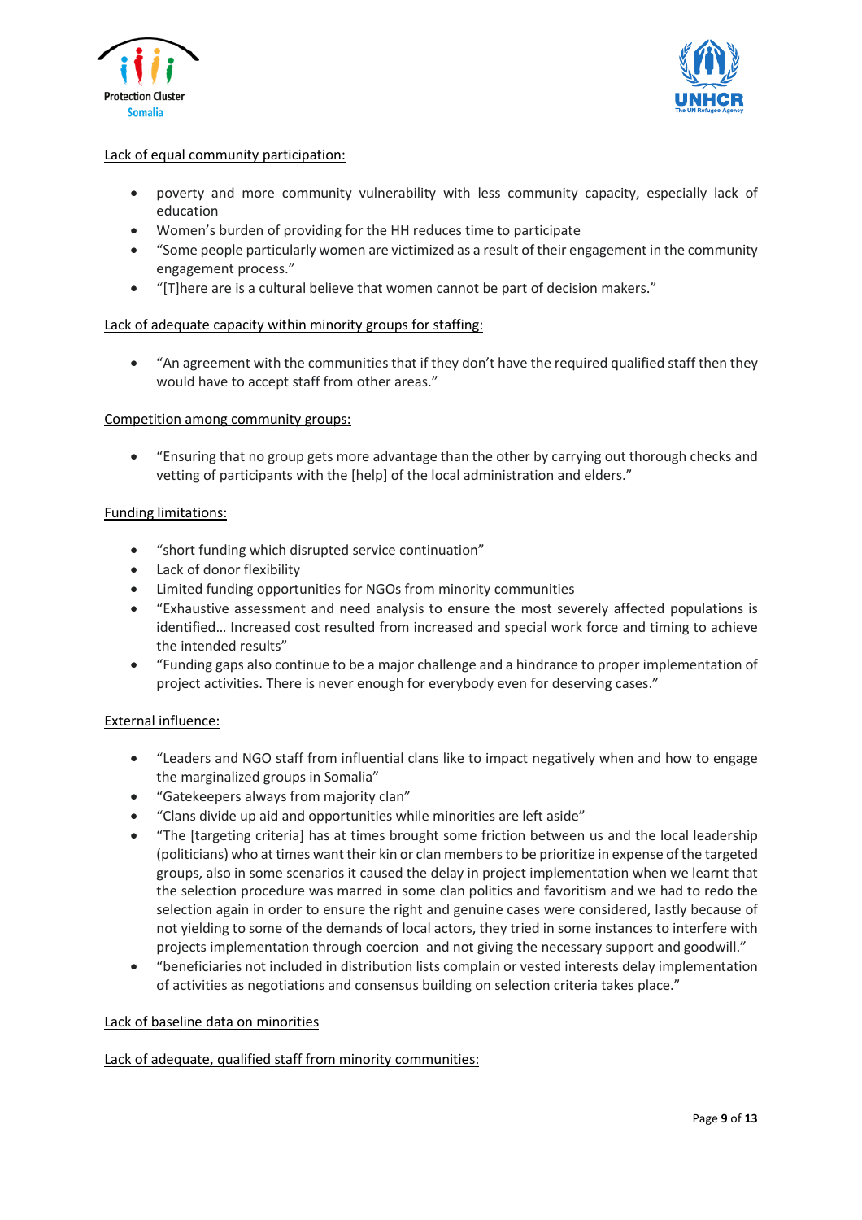Lack of equal community participation:

- poverty and more community vulnerability with less community capacity, especially lack of education
- Women's burden of providing for the HH reduces time to participate
- "Some people particularly women are victimized as a result of their engagement in the community engagement process."
- "[T]here are is a cultural believe that women cannot be part of decision makers."

Lack of adequate capacity within minority groups for staffing:

- "An agreement with the communities that if they don't have the required qualified staff then they would have to accept staff from other areas."

Competition among community groups:

- "Ensuring that no group gets more advantage than the other by carrying out thorough checks and vetting of participants with the [help] of the local administration and elders."

Funding limitations:

- "short funding which disrupted service continuation"
- Lack of donor flexibility
- Limited funding opportunities for NGOs from minority communities
- "Exhaustive assessment and need analysis to ensure the most severely affected populations is identified… Increased cost resulted from increased and special work force and timing to achieve the intended results"
- "Funding gaps also continue to be a major challenge and a hindrance to proper implementation of project activities. There is never enough for everybody even for deserving cases."

External influence:

- "Leaders and NGO staff from influential clans like to impact negatively when and how to engage the marginalized groups in Somalia"
- "Gatekeepers always from majority clan"
- "Clans divide up aid and opportunities while minorities are left aside"
- "The [targeting criteria] has at times brought some friction between us and the local leadership (politicians) who at times want their kin or clan members to be prioritize in expense of the targeted groups, also in some scenarios it caused the delay in project implementation when we learnt that the selection procedure was marred in some clan politics and favoritism and we had to redo the selection again in order to ensure the right and genuine cases were considered, lastly because of not yielding to some of the demands of local actors, they tried in some instances to interfere with projects implementation through coercion and not giving the necessary support and goodwill."
- "beneficiaries not included in distribution lists complain or vested interests delay implementation of activities as negotiations and consensus building on selection criteria takes place."

Lack of baseline data on minorities

Lack of adequate, qualified staff from minority communities: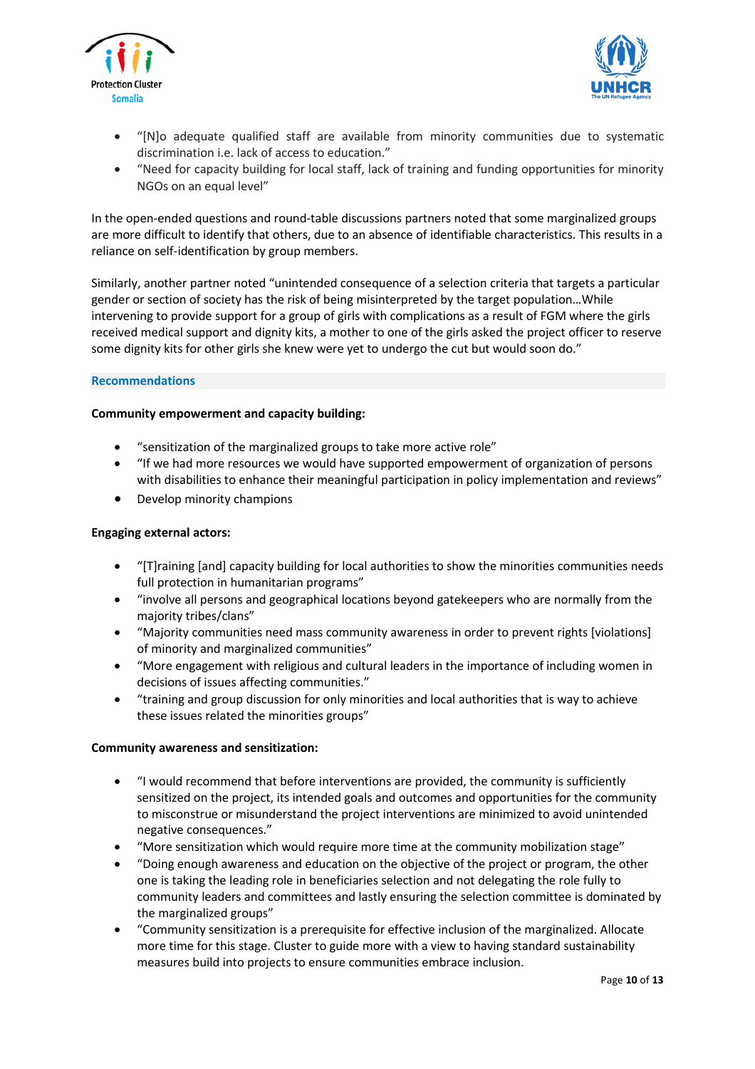- "[N]o adequate qualified staff are available from minority communities due to systematic discrimination i.e. lack of access to education."
- "Need for capacity building for local staff, lack of training and funding opportunities for minority NGOs on an equal level"

In the open-ended questions and round-table discussions partners noted that some marginalized groups are more difficult to identify that others, due to an absence of identifiable characteristics. This results in a reliance on self-identification by group members.

Similarly, another partner noted "unintended consequence of a selection criteria that targets a particular gender or section of society has the risk of being misinterpreted by the target population…While intervening to provide support for a group of girls with complications as a result of FGM where the girls received medical support and dignity kits, a mother to one of the girls asked the project officer to reserve some dignity kits for other girls she knew were yet to undergo the cut but would soon do."

### Recommendations

**Community empowerment and capacity building:**

- "sensitization of the marginalized groups to take more active role"
- "If we had more resources we would have supported empowerment of organization of persons with disabilities to enhance their meaningful participation in policy implementation and reviews"
- Develop minority champions

**Engaging external actors:**

- "[T]raining [and] capacity building for local authorities to show the minorities communities needs full protection in humanitarian programs"
- "involve all persons and geographical locations beyond gatekeepers who are normally from the majority tribes/clans"
- "Majority communities need mass community awareness in order to prevent rights [violations] of minority and marginalized communities"
- "More engagement with religious and cultural leaders in the importance of including women in decisions of issues affecting communities."
- "training and group discussion for only minorities and local authorities that is way to achieve these issues related the minorities groups"

**Community awareness and sensitization:**

- "I would recommend that before interventions are provided, the community is sufficiently sensitized on the project, its intended goals and outcomes and opportunities for the community to misconstrue or misunderstand the project interventions are minimized to avoid unintended negative consequences."
- "More sensitization which would require more time at the community mobilization stage"
- "Doing enough awareness and education on the objective of the project or program, the other one is taking the leading role in beneficiaries selection and not delegating the role fully to community leaders and committees and lastly ensuring the selection committee is dominated by the marginalized groups"
- "Community sensitization is a prerequisite for effective inclusion of the marginalized. Allocate more time for this stage. Cluster to guide more with a view to having standard sustainability measures build into projects to ensure communities embrace inclusion.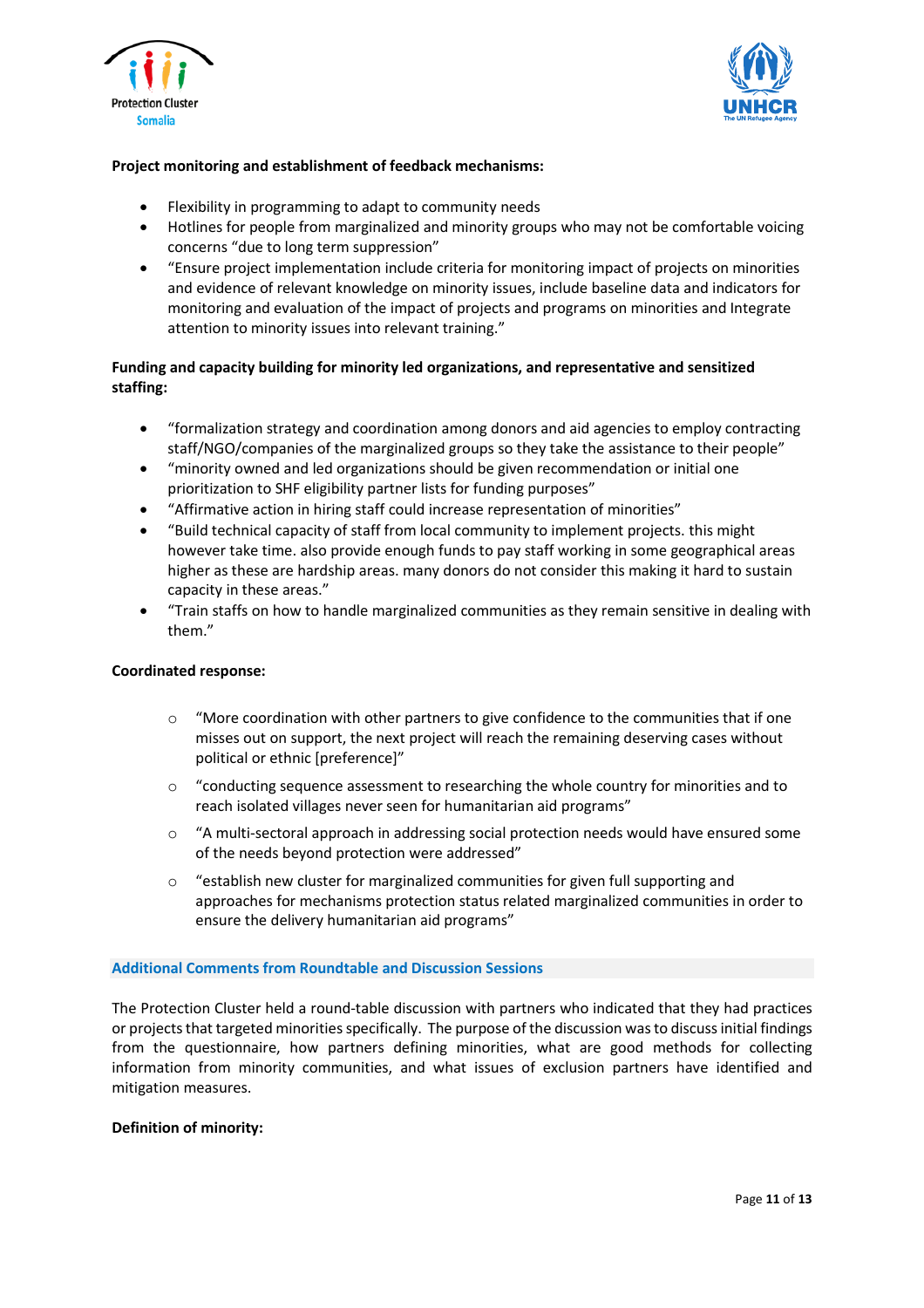**Project monitoring and establishment of feedback mechanisms:**

- Flexibility in programming to adapt to community needs
- Hotlines for people from marginalized and minority groups who may not be comfortable voicing concerns "due to long term suppression"
- "Ensure project implementation include criteria for monitoring impact of projects on minorities and evidence of relevant knowledge on minority issues, include baseline data and indicators for monitoring and evaluation of the impact of projects and programs on minorities and Integrate attention to minority issues into relevant training."

**Funding and capacity building for minority led organizations, and representative and sensitized staffing:**

- "formalization strategy and coordination among donors and aid agencies to employ contracting staff/NGO/companies of the marginalized groups so they take the assistance to their people"
- "minority owned and led organizations should be given recommendation or initial one prioritization to SHF eligibility partner lists for funding purposes"
- "Affirmative action in hiring staff could increase representation of minorities"
- "Build technical capacity of staff from local community to implement projects. this might however take time. also provide enough funds to pay staff working in some geographical areas higher as these are hardship areas. many donors do not consider this making it hard to sustain capacity in these areas."
- "Train staffs on how to handle marginalized communities as they remain sensitive in dealing with them."

**Coordinated response:**

- "More coordination with other partners to give confidence to the communities that if one misses out on support, the next project will reach the remaining deserving cases without political or ethnic [preference]"
- "conducting sequence assessment to researching the whole country for minorities and to reach isolated villages never seen for humanitarian aid programs"
- "A multi-sectoral approach in addressing social protection needs would have ensured some of the needs beyond protection were addressed"
- "establish new cluster for marginalized communities for given full supporting and approaches for mechanisms protection status related marginalized communities in order to ensure the delivery humanitarian aid programs"

## Additional Comments from Roundtable and Discussion Sessions

The Protection Cluster held a round-table discussion with partners who indicated that they had practices or projects that targeted minorities specifically. The purpose of the discussion was to discuss initial findings from the questionnaire, how partners defining minorities, what are good methods for collecting information from minority communities, and what issues of exclusion partners have identified and mitigation measures.

**Definition of minority:**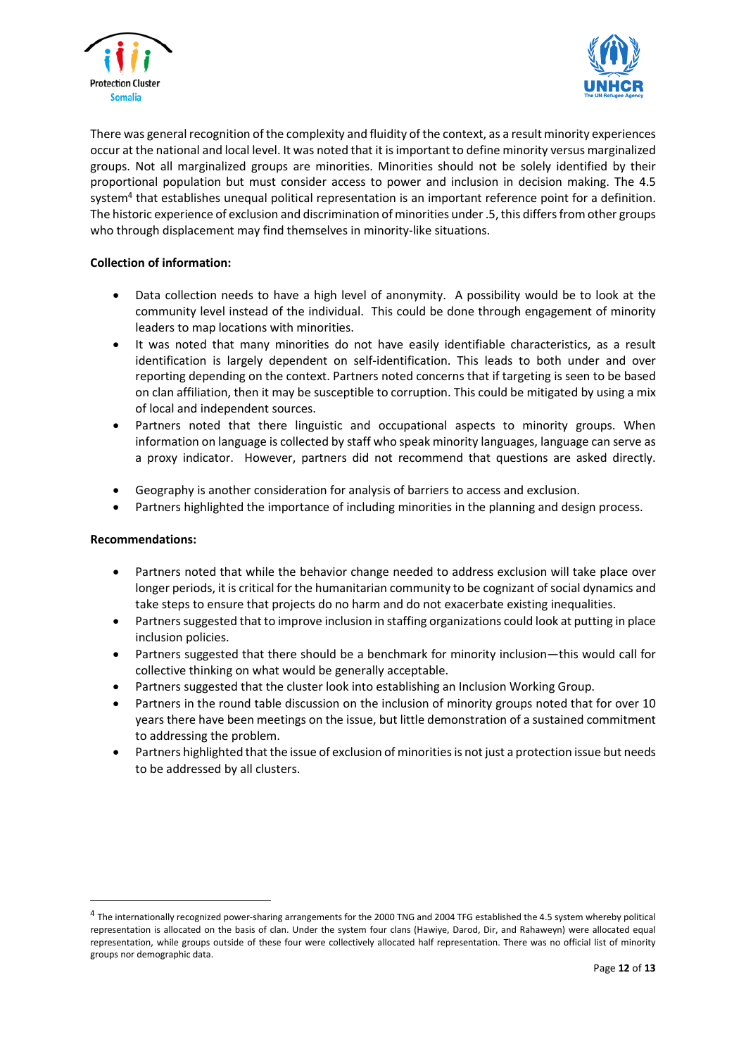There was general recognition of the complexity and fluidity of the context, as a result minority experiences occur at the national and local level. It was noted that it is important to define minority versus marginalized groups. Not all marginalized groups are minorities. Minorities should not be solely identified by their proportional population but must consider access to power and inclusion in decision making. The 4.5 system[4] that establishes unequal political representation is an important reference point for a definition. The historic experience of exclusion and discrimination of minorities under .5, this differs from other groups who through displacement may find themselves in minority-like situations.

**Collection of information:**

- Data collection needs to have a high level of anonymity. A possibility would be to look at the community level instead of the individual. This could be done through engagement of minority leaders to map locations with minorities.
- It was noted that many minorities do not have easily identifiable characteristics, as a result identification is largely dependent on self-identification. This leads to both under and over reporting depending on the context. Partners noted concerns that if targeting is seen to be based on clan affiliation, then it may be susceptible to corruption. This could be mitigated by using a mix of local and independent sources.
- Partners noted that there linguistic and occupational aspects to minority groups. When information on language is collected by staff who speak minority languages, language can serve as a proxy indicator. However, partners did not recommend that questions are asked directly.
- Geography is another consideration for analysis of barriers to access and exclusion.
- Partners highlighted the importance of including minorities in the planning and design process.

**Recommendations:**

- Partners noted that while the behavior change needed to address exclusion will take place over longer periods, it is critical for the humanitarian community to be cognizant of social dynamics and take steps to ensure that projects do no harm and do not exacerbate existing inequalities.
- Partners suggested that to improve inclusion in staffing organizations could look at putting in place inclusion policies.
- Partners suggested that there should be a benchmark for minority inclusion—this would call for collective thinking on what would be generally acceptable.
- Partners suggested that the cluster look into establishing an Inclusion Working Group.
- Partners in the round table discussion on the inclusion of minority groups noted that for over 10 years there have been meetings on the issue, but little demonstration of a sustained commitment to addressing the problem.
- Partners highlighted that the issue of exclusion of minorities is not just a protection issue but needs to be addressed by all clusters.

---

[4] The internationally recognized power-sharing arrangements for the 2000 TNG and 2004 TFG established the 4.5 system whereby political representation is allocated on the basis of clan. Under the system four clans (Hawiye, Darod, Dir, and Rahaweyn) were allocated equal representation, while groups outside of these four were collectively allocated half representation. There was no official list of minority groups nor demographic data.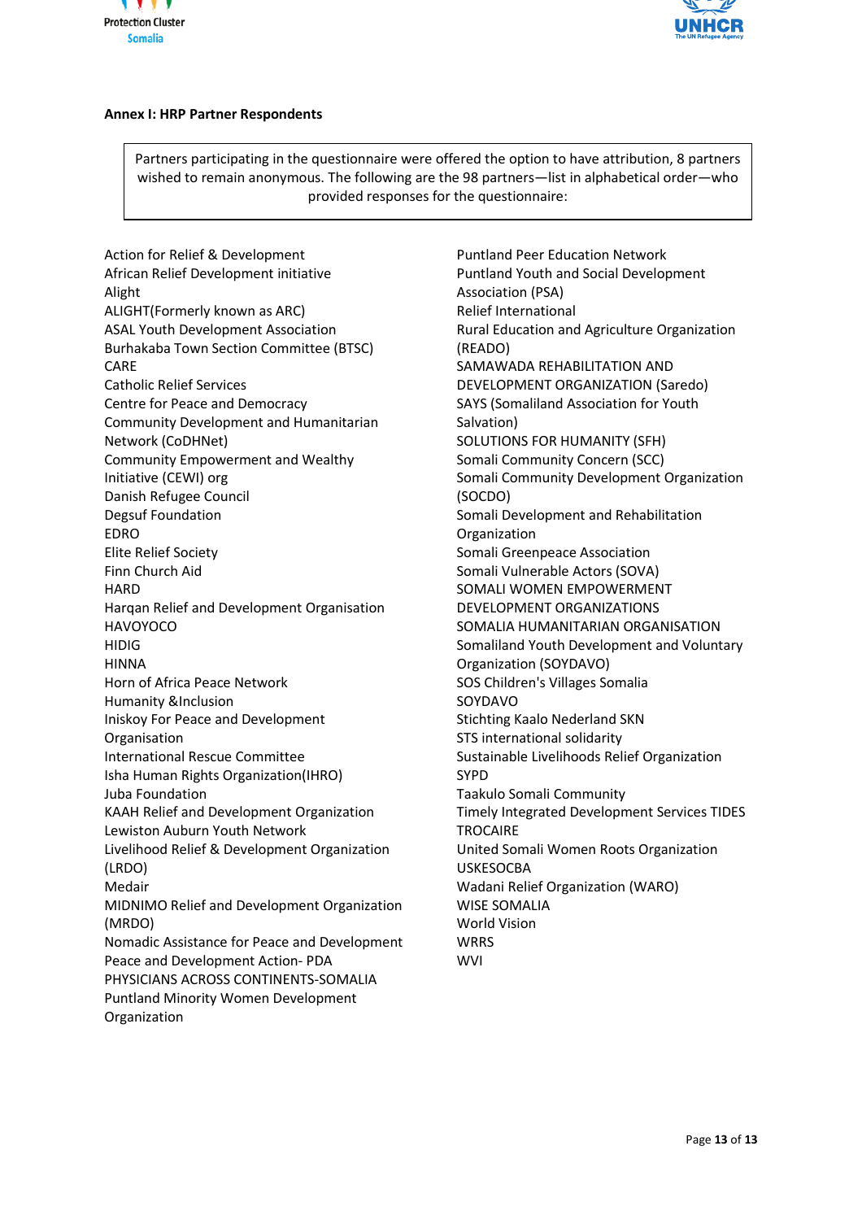**Annex I: HRP Partner Respondents**

Partners participating in the questionnaire were offered the option to have attribution, 8 partners wished to remain anonymous. The following are the 98 partners—list in alphabetical order—who provided responses for the questionnaire:

Action for Relief & Development
African Relief Development initiative
Alight
ALIGHT(Formerly known as ARC)
ASAL Youth Development Association
Burhakaba Town Section Committee (BTSC)
CARE
Catholic Relief Services
Centre for Peace and Democracy
Community Development and Humanitarian Network (CoDHNet)
Community Empowerment and Wealthy Initiative (CEWI) org
Danish Refugee Council
Degsuf Foundation
EDRO
Elite Relief Society
Finn Church Aid
HARD
Harqan Relief and Development Organisation
HAVOYOCO
HIDIG
HINNA
Horn of Africa Peace Network
Humanity &Inclusion
Iniskoy For Peace and Development Organisation
International Rescue Committee
Isha Human Rights Organization(IHRO)
Juba Foundation
KAAH Relief and Development Organization
Lewiston Auburn Youth Network
Livelihood Relief & Development Organization (LRDO)
Medair
MIDNIMO Relief and Development Organization (MRDO)
Nomadic Assistance for Peace and Development
Peace and Development Action- PDA
PHYSICIANS ACROSS CONTINENTS-SOMALIA
Puntland Minority Women Development Organization
Puntland Peer Education Network
Puntland Youth and Social Development Association (PSA)
Relief International
Rural Education and Agriculture Organization (READO)
SAMAWADA REHABILITATION AND DEVELOPMENT ORGANIZATION (Saredo)
SAYS (Somaliland Association for Youth Salvation)
SOLUTIONS FOR HUMANITY (SFH)
Somali Community Concern (SCC)
Somali Community Development Organization (SOCDO)
Somali Development and Rehabilitation Organization
Somali Greenpeace Association
Somali Vulnerable Actors (SOVA)
SOMALI WOMEN EMPOWERMENT DEVELOPMENT ORGANIZATIONS
SOMALIA HUMANITARIAN ORGANISATION
Somaliland Youth Development and Voluntary Organization (SOYDAVO)
SOS Children's Villages Somalia
SOYDAVO
Stichting Kaalo Nederland SKN
STS international solidarity
Sustainable Livelihoods Relief Organization
SYPD
Taakulo Somali Community
Timely Integrated Development Services TIDES
TROCAIRE
United Somali Women Roots Organization
USKESOCBA
Wadani Relief Organization (WARO)
WISE SOMALIA
World Vision
WRRS
WVI